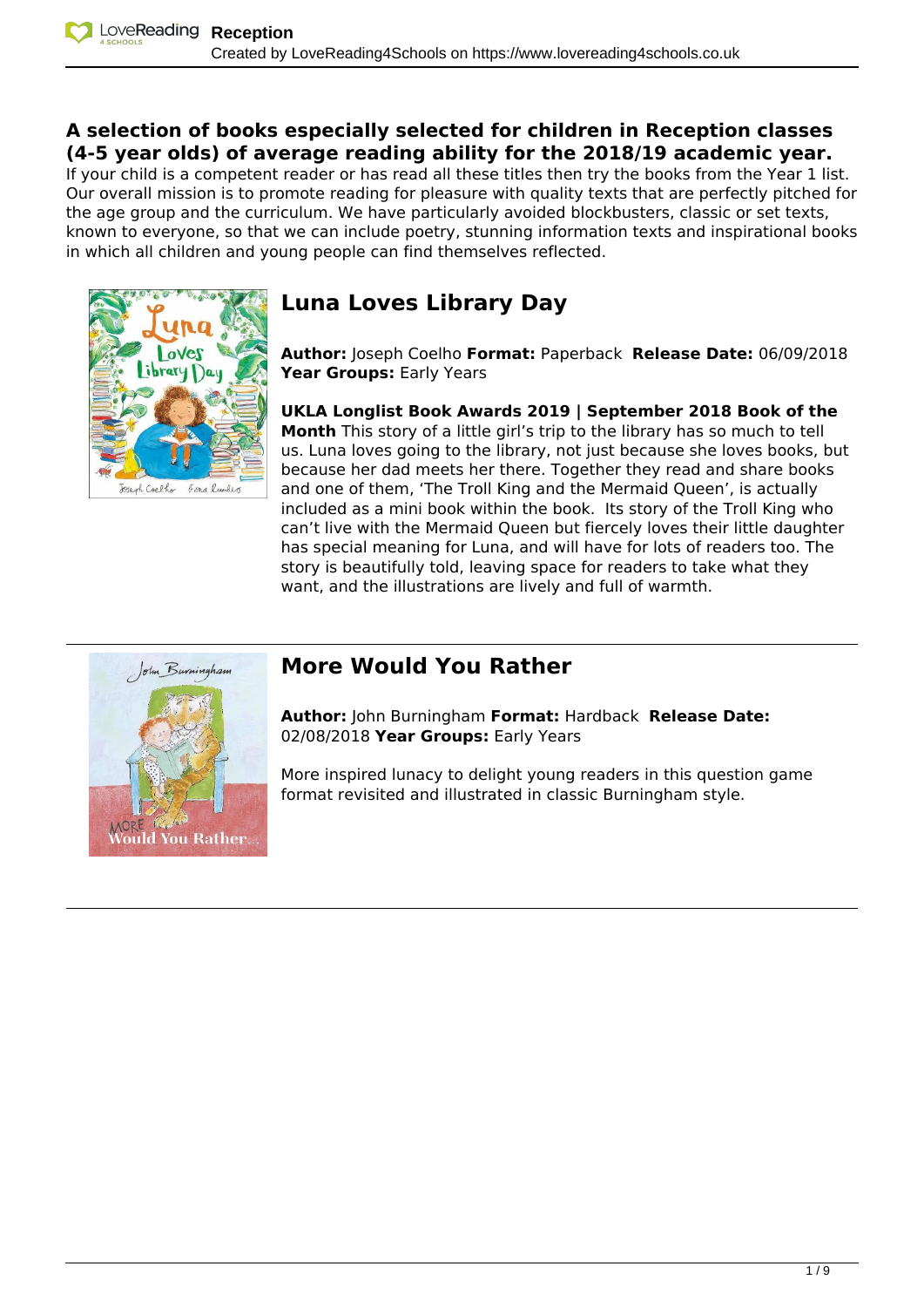**A selection of books especially selected for children in Reception classes (4-5 year olds) of average reading ability for the 2018/19 academic year.**
If your child is a competent reader or has read all these titles then try the books from the Year 1 list. Our overall mission is to promote reading for pleasure with quality texts that are perfectly pitched for the age group and the curriculum. We have particularly avoided blockbusters, classic or set texts, known to everyone, so that we can include poetry, stunning information texts and inspirational books in which all children and young people can find themselves reflected.

## Luna Loves Library Day

**Author:** Joseph Coelho **Format:** Paperback **Release Date:** 06/09/2018 **Year Groups:** Early Years

**UKLA Longlist Book Awards 2019 | September 2018 Book of the Month** This story of a little girl's trip to the library has so much to tell us. Luna loves going to the library, not just because she loves books, but because her dad meets her there. Together they read and share books and one of them, 'The Troll King and the Mermaid Queen', is actually included as a mini book within the book. Its story of the Troll King who can't live with the Mermaid Queen but fiercely loves their little daughter has special meaning for Luna, and will have for lots of readers too. The story is beautifully told, leaving space for readers to take what they want, and the illustrations are lively and full of warmth.

---

## More Would You Rather

**Author:** John Burningham **Format:** Hardback **Release Date:** 02/08/2018 **Year Groups:** Early Years

More inspired lunacy to delight young readers in this question game format revisited and illustrated in classic Burningham style.

---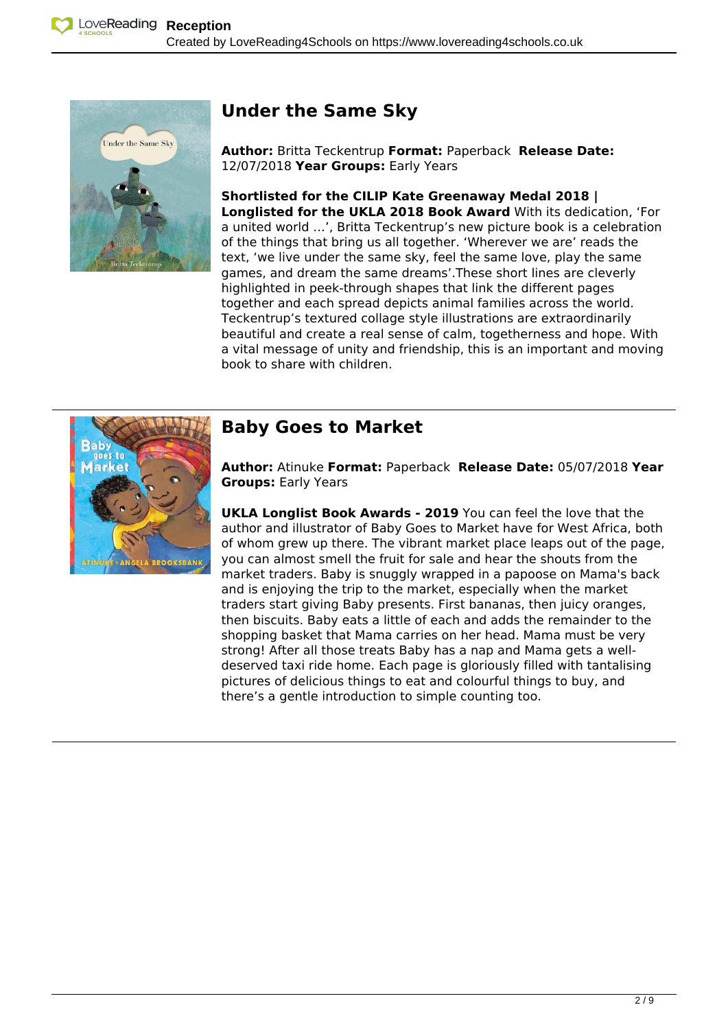## Under the Same Sky

**Author:** Britta Teckentrup **Format:** Paperback **Release Date:** 12/07/2018 **Year Groups:** Early Years

**Shortlisted for the CILIP Kate Greenaway Medal 2018 | Longlisted for the UKLA 2018 Book Award** With its dedication, 'For a united world ...', Britta Teckentrup's new picture book is a celebration of the things that bring us all together. 'Wherever we are' reads the text, 'we live under the same sky, feel the same love, play the same games, and dream the same dreams'.These short lines are cleverly highlighted in peek-through shapes that link the different pages together and each spread depicts animal families across the world. Teckentrup's textured collage style illustrations are extraordinarily beautiful and create a real sense of calm, togetherness and hope. With a vital message of unity and friendship, this is an important and moving book to share with children.

## Baby Goes to Market

**Author:** Atinuke **Format:** Paperback **Release Date:** 05/07/2018 **Year Groups:** Early Years

**UKLA Longlist Book Awards - 2019** You can feel the love that the author and illustrator of Baby Goes to Market have for West Africa, both of whom grew up there. The vibrant market place leaps out of the page, you can almost smell the fruit for sale and hear the shouts from the market traders. Baby is snuggly wrapped in a papoose on Mama's back and is enjoying the trip to the market, especially when the market traders start giving Baby presents. First bananas, then juicy oranges, then biscuits. Baby eats a little of each and adds the remainder to the shopping basket that Mama carries on her head. Mama must be very strong! After all those treats Baby has a nap and Mama gets a well-deserved taxi ride home. Each page is gloriously filled with tantalising pictures of delicious things to eat and colourful things to buy, and there's a gentle introduction to simple counting too.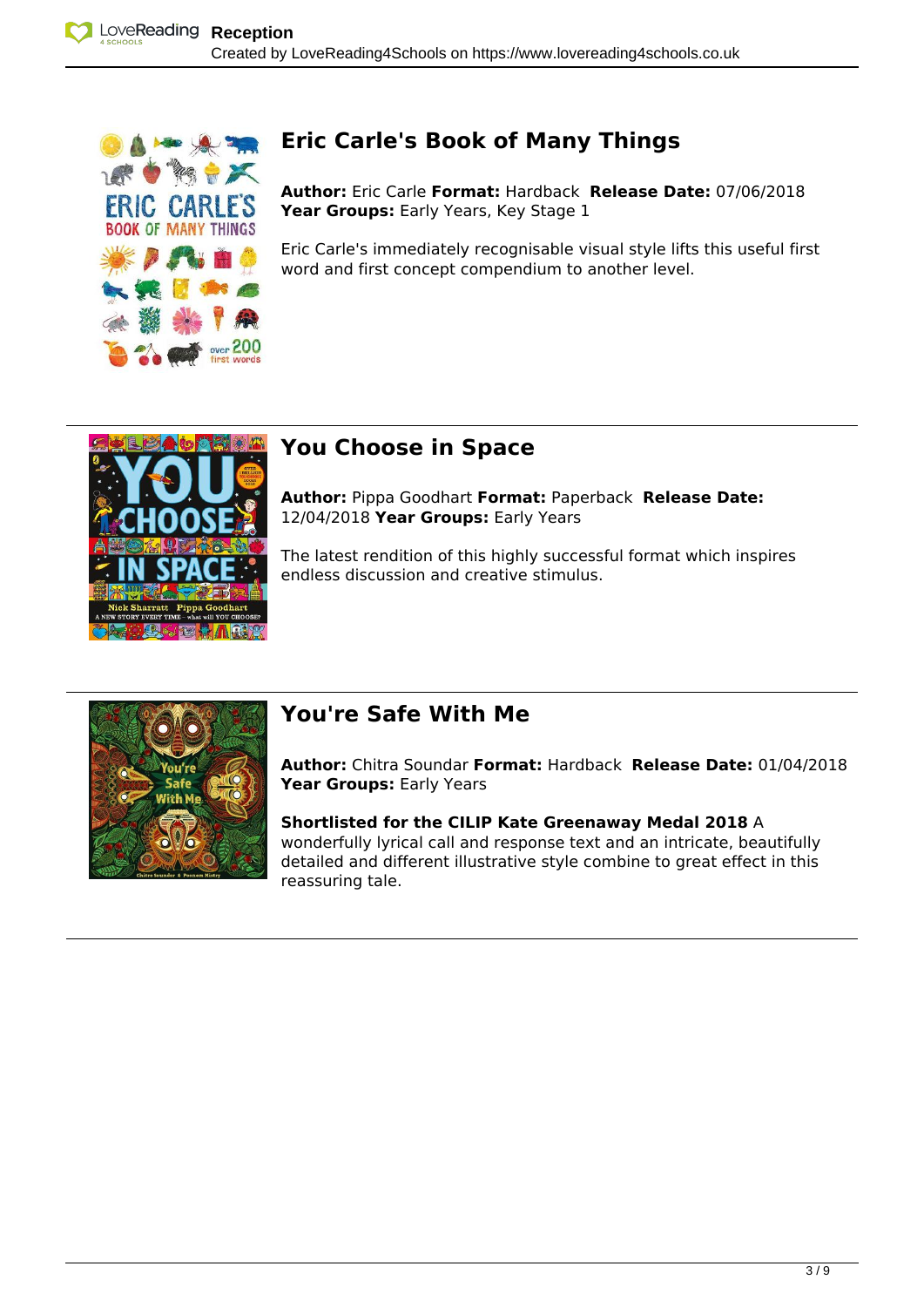## Eric Carle's Book of Many Things

**Author:** Eric Carle **Format:** Hardback **Release Date:** 07/06/2018
**Year Groups:** Early Years, Key Stage 1

Eric Carle's immediately recognisable visual style lifts this useful first word and first concept compendium to another level.

---

## You Choose in Space

**Author:** Pippa Goodhart **Format:** Paperback **Release Date:** 12/04/2018 **Year Groups:** Early Years

The latest rendition of this highly successful format which inspires endless discussion and creative stimulus.

---

## You're Safe With Me

**Author:** Chitra Soundar **Format:** Hardback **Release Date:** 01/04/2018
**Year Groups:** Early Years

**Shortlisted for the CILIP Kate Greenaway Medal 2018** A wonderfully lyrical call and response text and an intricate, beautifully detailed and different illustrative style combine to great effect in this reassuring tale.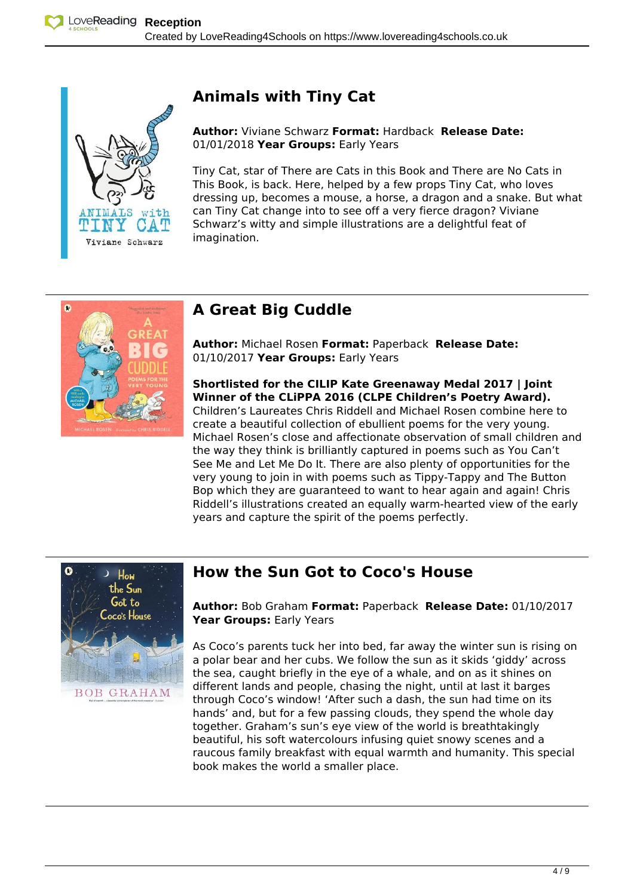## Animals with Tiny Cat

**Author:** Viviane Schwarz **Format:** Hardback **Release Date:** 01/01/2018 **Year Groups:** Early Years

Tiny Cat, star of There are Cats in this Book and There are No Cats in This Book, is back. Here, helped by a few props Tiny Cat, who loves dressing up, becomes a mouse, a horse, a dragon and a snake. But what can Tiny Cat change into to see off a very fierce dragon? Viviane Schwarz's witty and simple illustrations are a delightful feat of imagination.

---

## A Great Big Cuddle

**Author:** Michael Rosen **Format:** Paperback **Release Date:** 01/10/2017 **Year Groups:** Early Years

**Shortlisted for the CILIP Kate Greenaway Medal 2017 | Joint Winner of the CLiPPA 2016 (CLPE Children's Poetry Award).**
Children's Laureates Chris Riddell and Michael Rosen combine here to create a beautiful collection of ebullient poems for the very young. Michael Rosen's close and affectionate observation of small children and the way they think is brilliantly captured in poems such as You Can't See Me and Let Me Do It. There are also plenty of opportunities for the very young to join in with poems such as Tippy-Tappy and The Button Bop which they are guaranteed to want to hear again and again! Chris Riddell's illustrations created an equally warm-hearted view of the early years and capture the spirit of the poems perfectly.

---

## How the Sun Got to Coco's House

**Author:** Bob Graham **Format:** Paperback **Release Date:** 01/10/2017 **Year Groups:** Early Years

As Coco's parents tuck her into bed, far away the winter sun is rising on a polar bear and her cubs. We follow the sun as it skids 'giddy' across the sea, caught briefly in the eye of a whale, and on as it shines on different lands and people, chasing the night, until at last it barges through Coco's window! 'After such a dash, the sun had time on its hands' and, but for a few passing clouds, they spend the whole day together. Graham's sun's eye view of the world is breathtakingly beautiful, his soft watercolours infusing quiet snowy scenes and a raucous family breakfast with equal warmth and humanity. This special book makes the world a smaller place.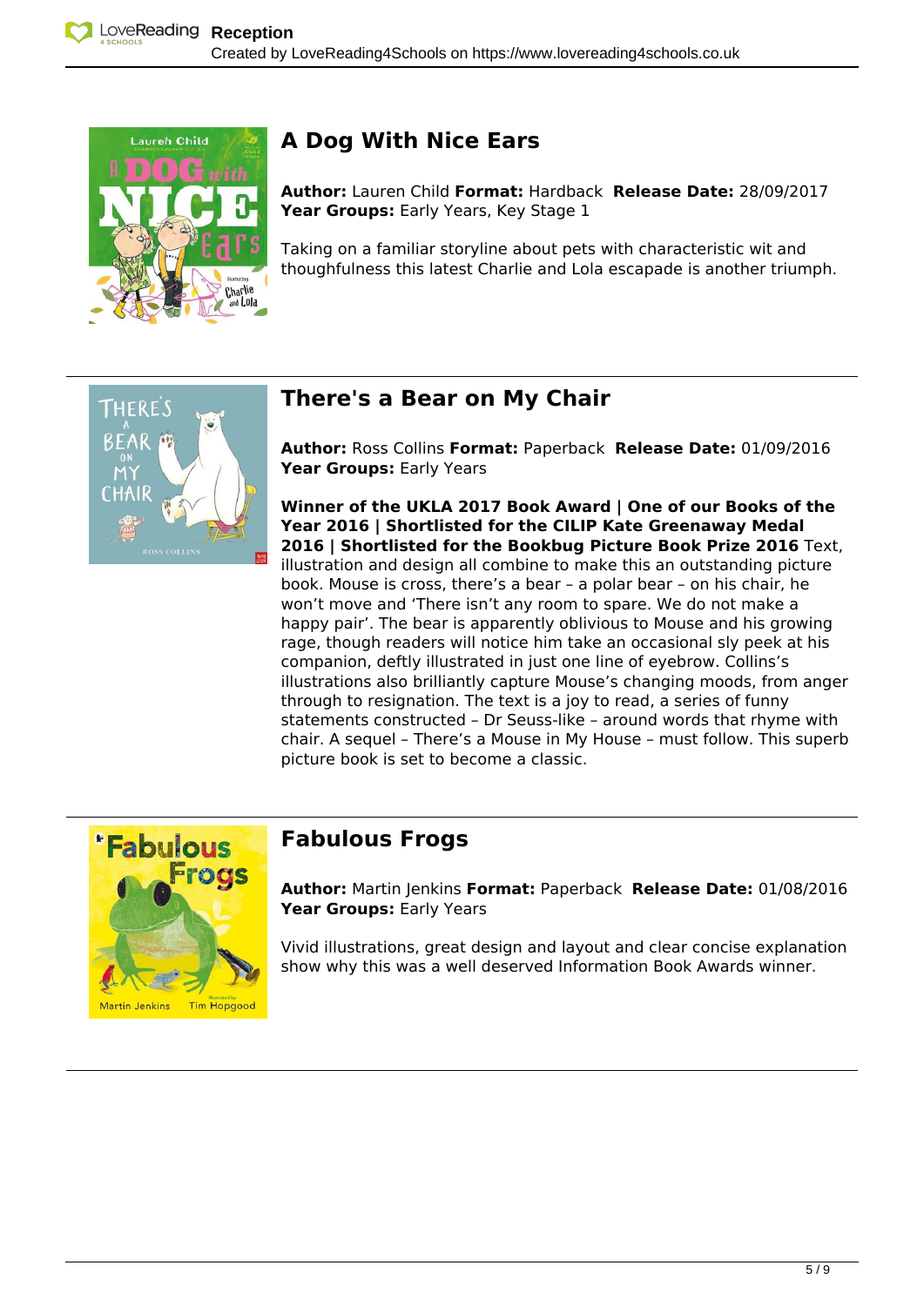## A Dog With Nice Ears

**Author:** Lauren Child **Format:** Hardback **Release Date:** 28/09/2017
**Year Groups:** Early Years, Key Stage 1

Taking on a familiar storyline about pets with characteristic wit and thoughtfulness this latest Charlie and Lola escapade is another triumph.

---

## There's a Bear on My Chair

**Author:** Ross Collins **Format:** Paperback **Release Date:** 01/09/2016
**Year Groups:** Early Years

**Winner of the UKLA 2017 Book Award | One of our Books of the Year 2016 | Shortlisted for the CILIP Kate Greenaway Medal 2016 | Shortlisted for the Bookbug Picture Book Prize 2016** Text, illustration and design all combine to make this an outstanding picture book. Mouse is cross, there's a bear – a polar bear – on his chair, he won't move and 'There isn't any room to spare. We do not make a happy pair'. The bear is apparently oblivious to Mouse and his growing rage, though readers will notice him take an occasional sly peek at his companion, deftly illustrated in just one line of eyebrow. Collins's illustrations also brilliantly capture Mouse's changing moods, from anger through to resignation. The text is a joy to read, a series of funny statements constructed – Dr Seuss-like – around words that rhyme with chair. A sequel – There's a Mouse in My House – must follow. This superb picture book is set to become a classic.

---

## Fabulous Frogs

**Author:** Martin Jenkins **Format:** Paperback **Release Date:** 01/08/2016
**Year Groups:** Early Years

Vivid illustrations, great design and layout and clear concise explanation show why this was a well deserved Information Book Awards winner.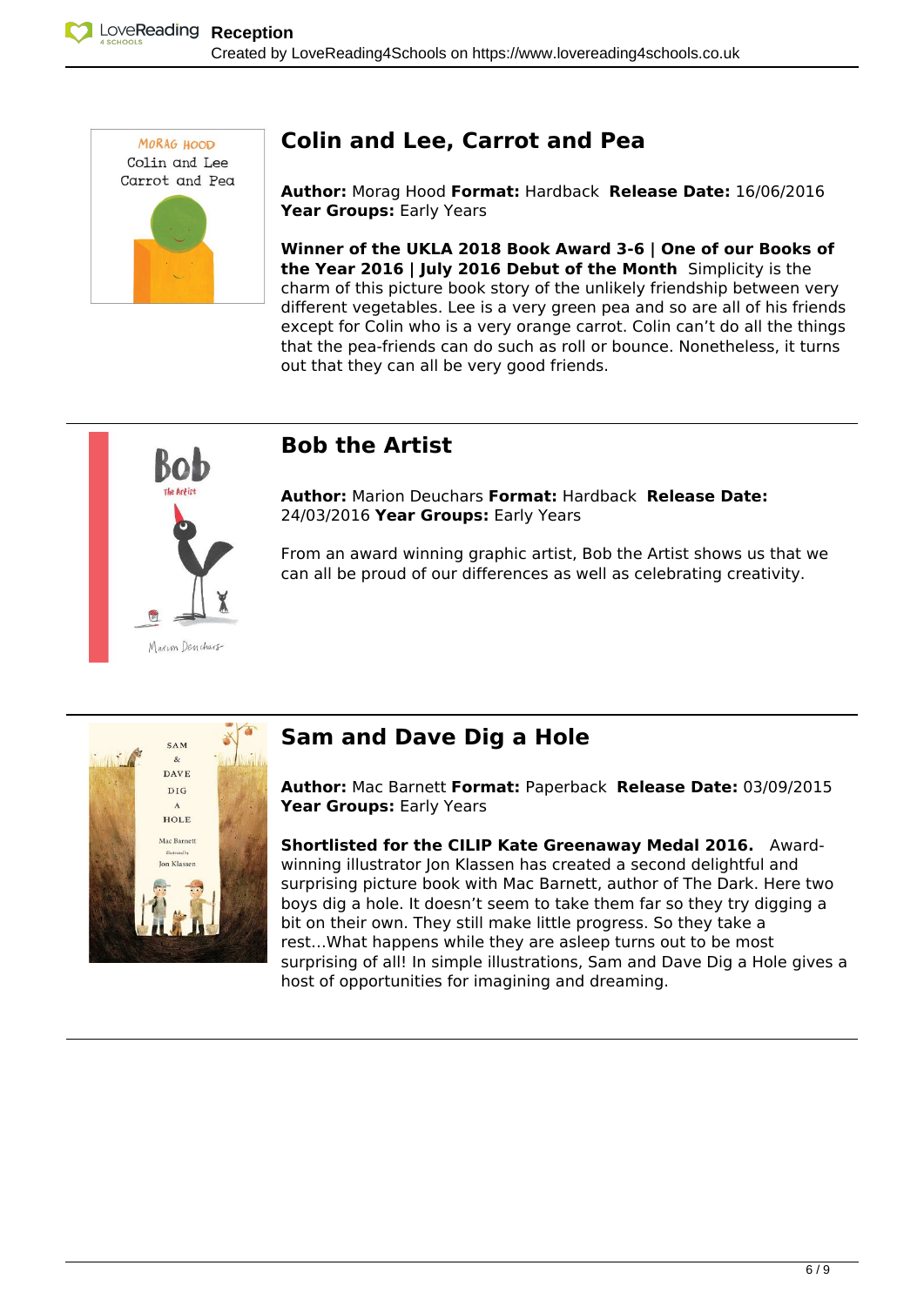## Colin and Lee, Carrot and Pea

**Author:** Morag Hood **Format:** Hardback **Release Date:** 16/06/2016 **Year Groups:** Early Years

**Winner of the UKLA 2018 Book Award 3-6 | One of our Books of the Year 2016 | July 2016 Debut of the Month** Simplicity is the charm of this picture book story of the unlikely friendship between very different vegetables. Lee is a very green pea and so are all of his friends except for Colin who is a very orange carrot. Colin can't do all the things that the pea-friends can do such as roll or bounce. Nonetheless, it turns out that they can all be very good friends.

## Bob the Artist

**Author:** Marion Deuchars **Format:** Hardback **Release Date:** 24/03/2016 **Year Groups:** Early Years

From an award winning graphic artist, Bob the Artist shows us that we can all be proud of our differences as well as celebrating creativity.

## Sam and Dave Dig a Hole

**Author:** Mac Barnett **Format:** Paperback **Release Date:** 03/09/2015 **Year Groups:** Early Years

**Shortlisted for the CILIP Kate Greenaway Medal 2016.** Award-winning illustrator Jon Klassen has created a second delightful and surprising picture book with Mac Barnett, author of The Dark. Here two boys dig a hole. It doesn't seem to take them far so they try digging a bit on their own. They still make little progress. So they take a rest...What happens while they are asleep turns out to be most surprising of all! In simple illustrations, Sam and Dave Dig a Hole gives a host of opportunities for imagining and dreaming.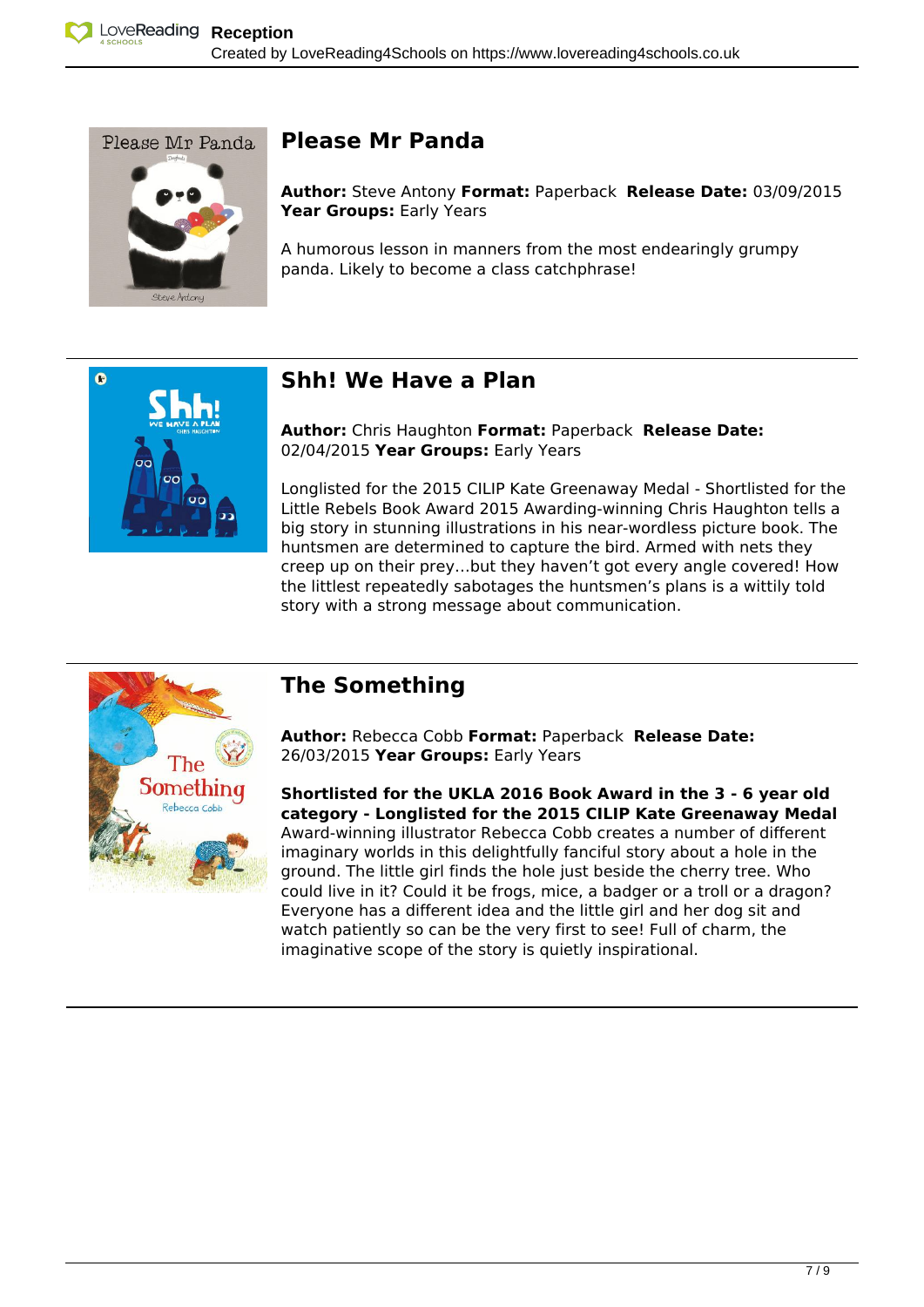## Please Mr Panda

**Author:** Steve Antony **Format:** Paperback **Release Date:** 03/09/2015 **Year Groups:** Early Years

A humorous lesson in manners from the most endearingly grumpy panda. Likely to become a class catchphrase!

## Shh! We Have a Plan

**Author:** Chris Haughton **Format:** Paperback **Release Date:** 02/04/2015 **Year Groups:** Early Years

Longlisted for the 2015 CILIP Kate Greenaway Medal - Shortlisted for the Little Rebels Book Award 2015 Awarding-winning Chris Haughton tells a big story in stunning illustrations in his near-wordless picture book. The huntsmen are determined to capture the bird. Armed with nets they creep up on their prey…but they haven't got every angle covered! How the littlest repeatedly sabotages the huntsmen's plans is a wittily told story with a strong message about communication.

## The Something

**Author:** Rebecca Cobb **Format:** Paperback **Release Date:** 26/03/2015 **Year Groups:** Early Years

**Shortlisted for the UKLA 2016 Book Award in the 3 - 6 year old category - Longlisted for the 2015 CILIP Kate Greenaway Medal** Award-winning illustrator Rebecca Cobb creates a number of different imaginary worlds in this delightfully fanciful story about a hole in the ground. The little girl finds the hole just beside the cherry tree. Who could live in it? Could it be frogs, mice, a badger or a troll or a dragon? Everyone has a different idea and the little girl and her dog sit and watch patiently so can be the very first to see! Full of charm, the imaginative scope of the story is quietly inspirational.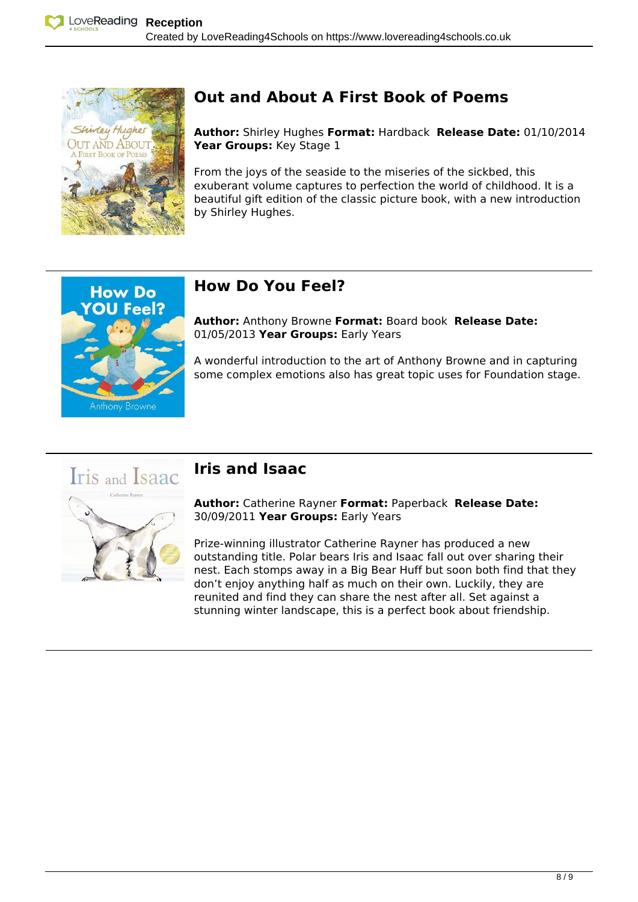## Out and About A First Book of Poems

**Author:** Shirley Hughes **Format:** Hardback **Release Date:** 01/10/2014 **Year Groups:** Key Stage 1

From the joys of the seaside to the miseries of the sickbed, this exuberant volume captures to perfection the world of childhood. It is a beautiful gift edition of the classic picture book, with a new introduction by Shirley Hughes.

---

## How Do You Feel?

**Author:** Anthony Browne **Format:** Board book **Release Date:** 01/05/2013 **Year Groups:** Early Years

A wonderful introduction to the art of Anthony Browne and in capturing some complex emotions also has great topic uses for Foundation stage.

---

## Iris and Isaac

**Author:** Catherine Rayner **Format:** Paperback **Release Date:** 30/09/2011 **Year Groups:** Early Years

Prize-winning illustrator Catherine Rayner has produced a new outstanding title. Polar bears Iris and Isaac fall out over sharing their nest. Each stomps away in a Big Bear Huff but soon both find that they don't enjoy anything half as much on their own. Luckily, they are reunited and find they can share the nest after all. Set against a stunning winter landscape, this is a perfect book about friendship.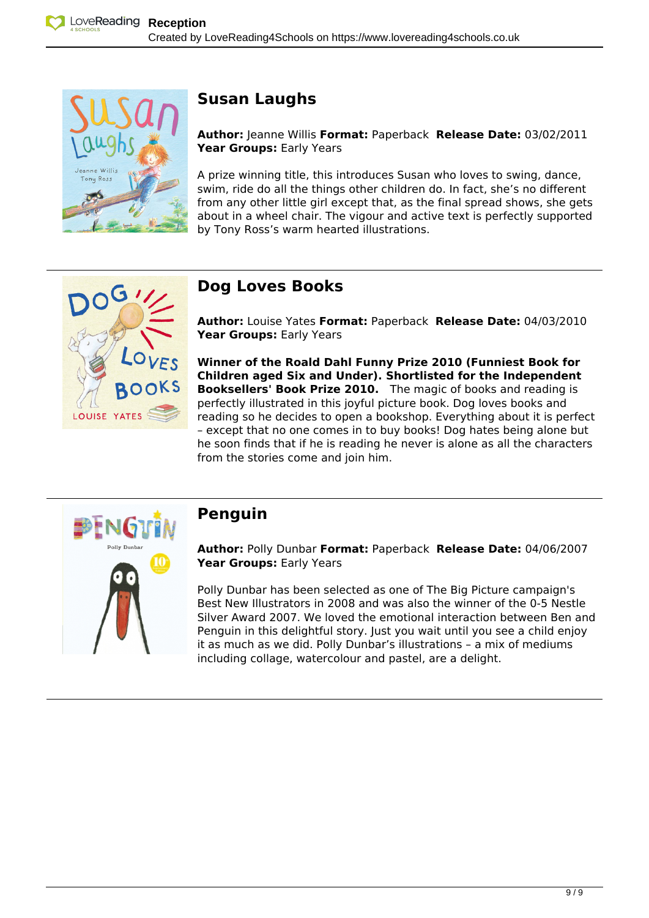## Susan Laughs

**Author:** Jeanne Willis **Format:** Paperback **Release Date:** 03/02/2011
**Year Groups:** Early Years

A prize winning title, this introduces Susan who loves to swing, dance, swim, ride do all the things other children do. In fact, she's no different from any other little girl except that, as the final spread shows, she gets about in a wheel chair. The vigour and active text is perfectly supported by Tony Ross's warm hearted illustrations.

---

## Dog Loves Books

**Author:** Louise Yates **Format:** Paperback **Release Date:** 04/03/2010
**Year Groups:** Early Years

**Winner of the Roald Dahl Funny Prize 2010 (Funniest Book for Children aged Six and Under). Shortlisted for the Independent Booksellers' Book Prize 2010.** The magic of books and reading is perfectly illustrated in this joyful picture book. Dog loves books and reading so he decides to open a bookshop. Everything about it is perfect – except that no one comes in to buy books! Dog hates being alone but he soon finds that if he is reading he never is alone as all the characters from the stories come and join him.

---

## Penguin

**Author:** Polly Dunbar **Format:** Paperback **Release Date:** 04/06/2007
**Year Groups:** Early Years

Polly Dunbar has been selected as one of The Big Picture campaign's Best New Illustrators in 2008 and was also the winner of the 0-5 Nestle Silver Award 2007. We loved the emotional interaction between Ben and Penguin in this delightful story. Just you wait until you see a child enjoy it as much as we did. Polly Dunbar's illustrations – a mix of mediums including collage, watercolour and pastel, are a delight.